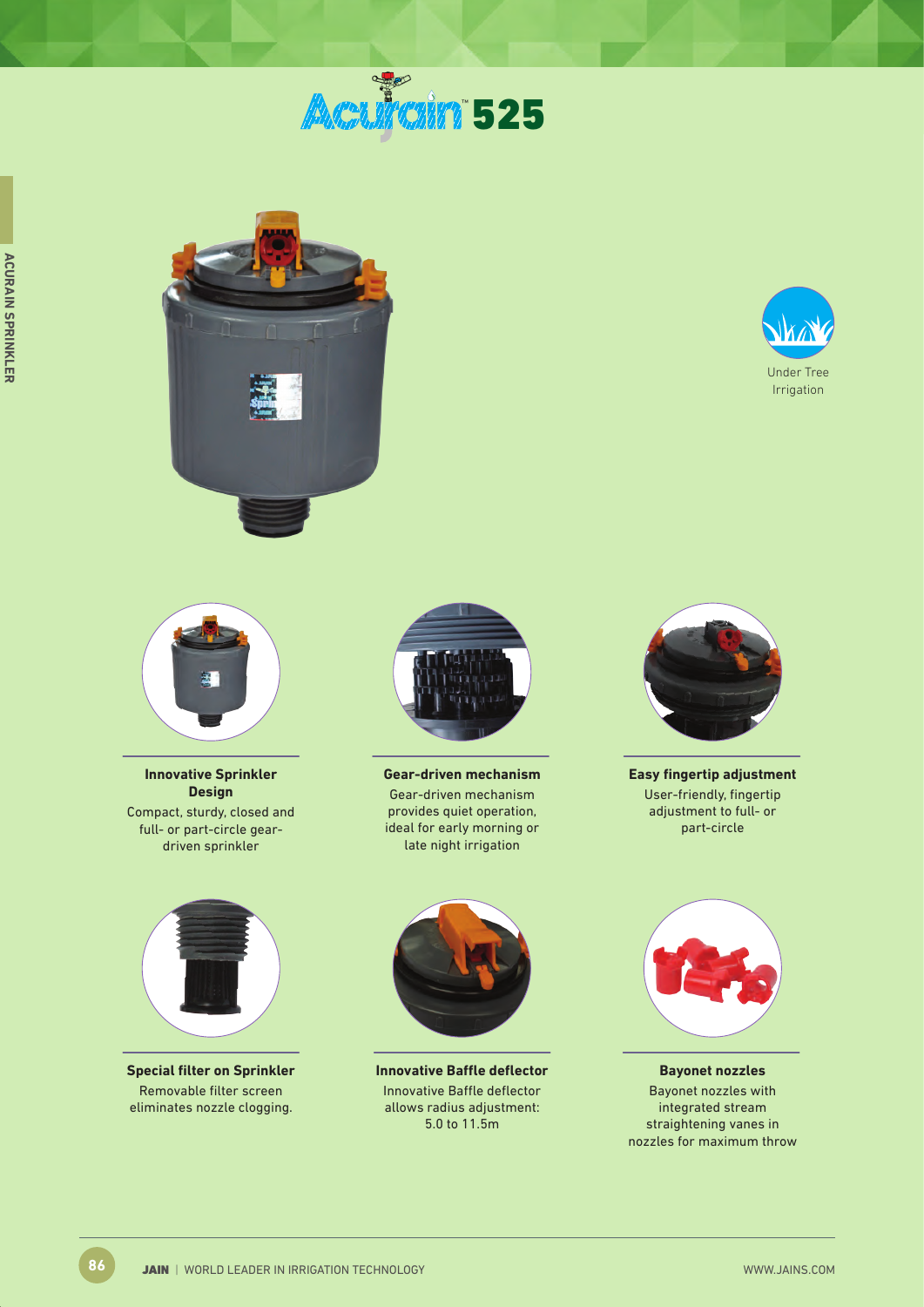# Acurain™ 525

Under Tree Irrigation

### Innovative Sprinkler Design

Compact, sturdy, closed and full- or part-circle gear-driven sprinkler

### Gear-driven mechanism

Gear-driven mechanism provides quiet operation, ideal for early morning or late night irrigation

### Easy fingertip adjustment

User-friendly, fingertip adjustment to full- or part-circle

### Special filter on Sprinkler

Removable filter screen eliminates nozzle clogging.

### Innovative Baffle deflector

Innovative Baffle deflector allows radius adjustment: 5.0 to 11.5m

### Bayonet nozzles

Bayonet nozzles with integrated stream straightening vanes in nozzles for maximum throw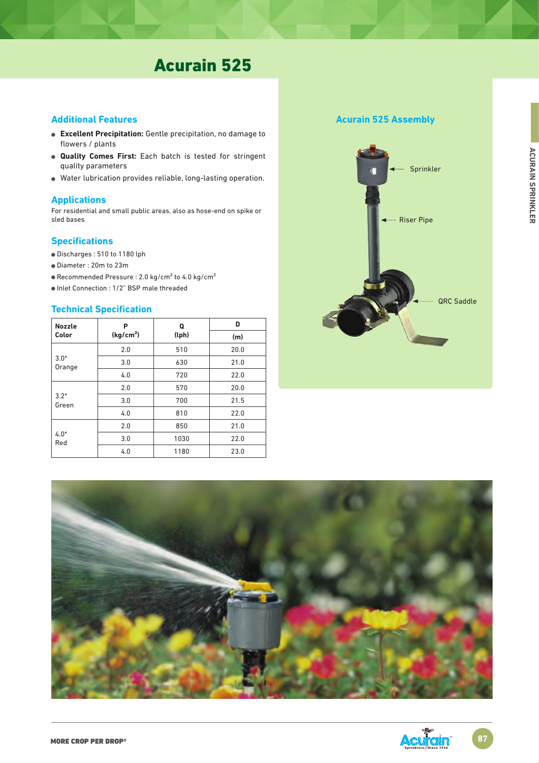# Acurain 525

## Additional Features

- **Excellent Precipitation:** Gentle precipitation, no damage to flowers / plants
- **Quality Comes First:** Each batch is tested for stringent quality parameters
- Water lubrication provides reliable, long-lasting operation.

## Applications

For residential and small public areas, also as hose-end on spike or sled bases

## Specifications

- Discharges : 510 to 1180 lph
- Diameter : 20m to 23m
- Recommended Pressure : 2.0 kg/cm$^2$ to 4.0 kg/cm$^2$
- Inlet Connection : 1/2" BSP male threaded

## Technical Specification

| Nozzle Color | P (kg/cm$^2$) | Q (lph) | D (m) |
|---|---|---|---|
| 3.0* Orange | 2.0 | 510 | 20.0 |
| | 3.0 | 630 | 21.0 |
| | 4.0 | 720 | 22.0 |
| 3.2* Green | 2.0 | 570 | 20.0 |
| | 3.0 | 700 | 21.5 |
| | 4.0 | 810 | 22.0 |
| 4.0* Red | 2.0 | 850 | 21.0 |
| | 3.0 | 1030 | 22.0 |
| | 4.0 | 1180 | 23.0 |

## Acurain 525 Assembly

Sprinkler

Riser Pipe

QRC Saddle

MORE CROP PER DROP®